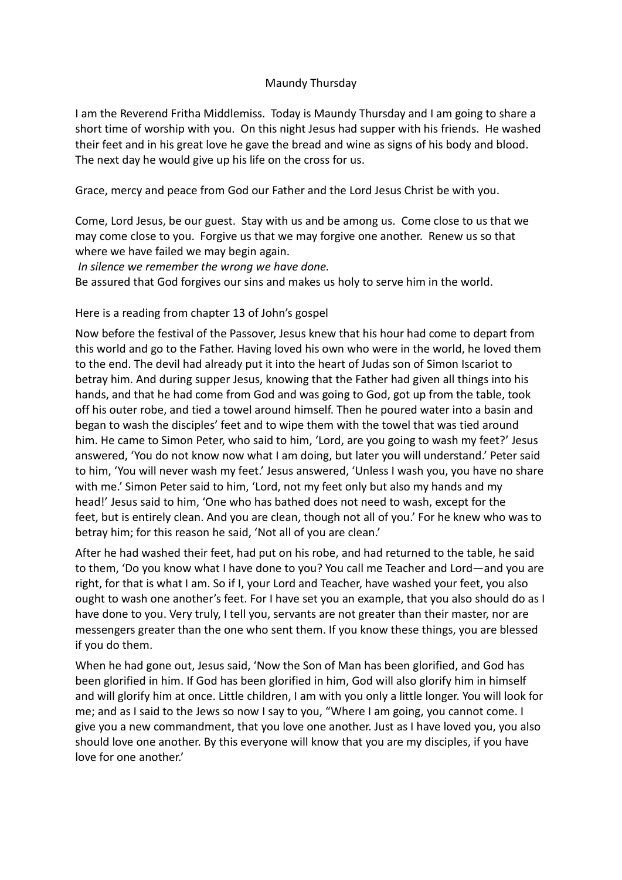# Maundy Thursday

I am the Reverend Fritha Middlemiss. Today is Maundy Thursday and I am going to share a short time of worship with you. On this night Jesus had supper with his friends. He washed their feet and in his great love he gave the bread and wine as signs of his body and blood. The next day he would give up his life on the cross for us.

Grace, mercy and peace from God our Father and the Lord Jesus Christ be with you.

Come, Lord Jesus, be our guest. Stay with us and be among us. Come close to us that we may come close to you. Forgive us that we may forgive one another. Renew us so that where we have failed we may begin again.

*In silence we remember the wrong we have done.*

Be assured that God forgives our sins and makes us holy to serve him in the world.

Here is a reading from chapter 13 of John's gospel

Now before the festival of the Passover, Jesus knew that his hour had come to depart from this world and go to the Father. Having loved his own who were in the world, he loved them to the end. The devil had already put it into the heart of Judas son of Simon Iscariot to betray him. And during supper Jesus, knowing that the Father had given all things into his hands, and that he had come from God and was going to God, got up from the table, took off his outer robe, and tied a towel around himself. Then he poured water into a basin and began to wash the disciples' feet and to wipe them with the towel that was tied around him. He came to Simon Peter, who said to him, 'Lord, are you going to wash my feet?' Jesus answered, 'You do not know now what I am doing, but later you will understand.' Peter said to him, 'You will never wash my feet.' Jesus answered, 'Unless I wash you, you have no share with me.' Simon Peter said to him, 'Lord, not my feet only but also my hands and my head!' Jesus said to him, 'One who has bathed does not need to wash, except for the feet, but is entirely clean. And you are clean, though not all of you.' For he knew who was to betray him; for this reason he said, 'Not all of you are clean.'

After he had washed their feet, had put on his robe, and had returned to the table, he said to them, 'Do you know what I have done to you? You call me Teacher and Lord—and you are right, for that is what I am. So if I, your Lord and Teacher, have washed your feet, you also ought to wash one another's feet. For I have set you an example, that you also should do as I have done to you. Very truly, I tell you, servants are not greater than their master, nor are messengers greater than the one who sent them. If you know these things, you are blessed if you do them.

When he had gone out, Jesus said, 'Now the Son of Man has been glorified, and God has been glorified in him. If God has been glorified in him, God will also glorify him in himself and will glorify him at once. Little children, I am with you only a little longer. You will look for me; and as I said to the Jews so now I say to you, "Where I am going, you cannot come. I give you a new commandment, that you love one another. Just as I have loved you, you also should love one another. By this everyone will know that you are my disciples, if you have love for one another.'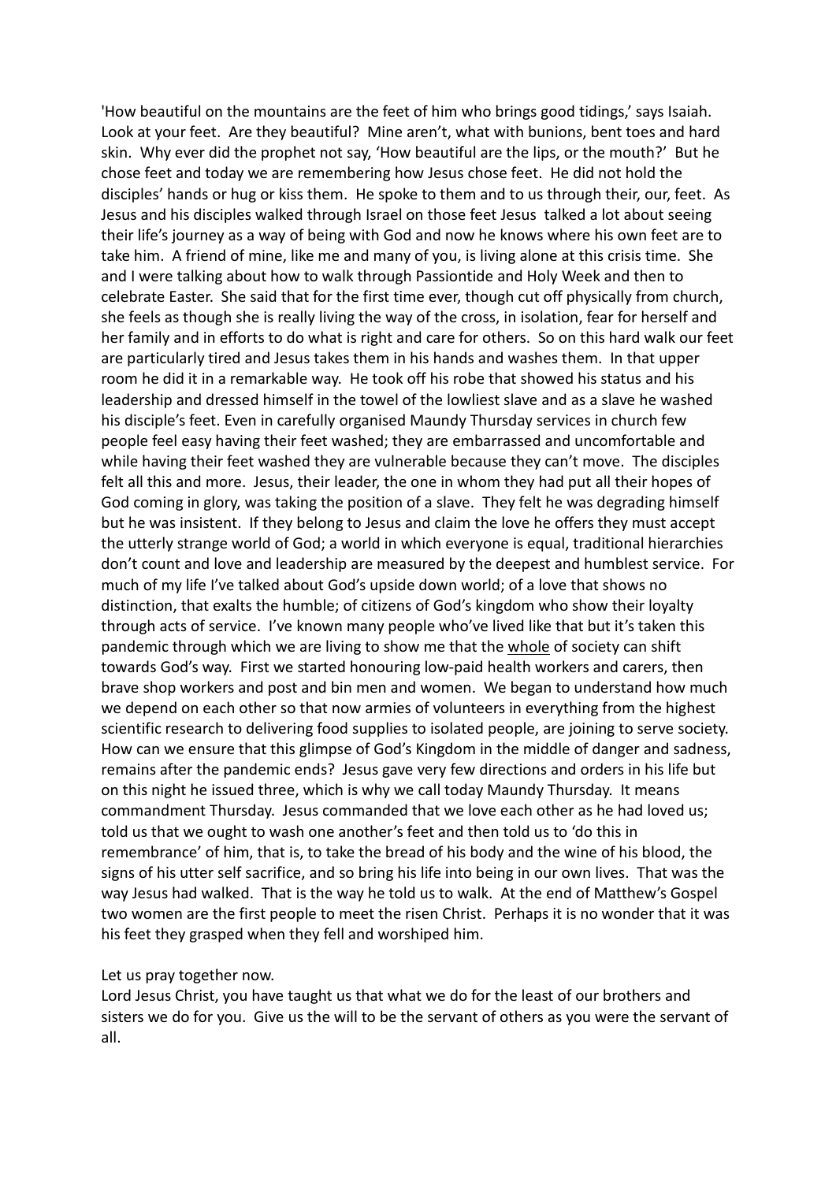'How beautiful on the mountains are the feet of him who brings good tidings,' says Isaiah. Look at your feet. Are they beautiful? Mine aren't, what with bunions, bent toes and hard skin. Why ever did the prophet not say, 'How beautiful are the lips, or the mouth?' But he chose feet and today we are remembering how Jesus chose feet. He did not hold the disciples' hands or hug or kiss them. He spoke to them and to us through their, our, feet. As Jesus and his disciples walked through Israel on those feet Jesus talked a lot about seeing their life's journey as a way of being with God and now he knows where his own feet are to take him. A friend of mine, like me and many of you, is living alone at this crisis time. She and I were talking about how to walk through Passiontide and Holy Week and then to celebrate Easter. She said that for the first time ever, though cut off physically from church, she feels as though she is really living the way of the cross, in isolation, fear for herself and her family and in efforts to do what is right and care for others. So on this hard walk our feet are particularly tired and Jesus takes them in his hands and washes them. In that upper room he did it in a remarkable way. He took off his robe that showed his status and his leadership and dressed himself in the towel of the lowliest slave and as a slave he washed his disciple's feet. Even in carefully organised Maundy Thursday services in church few people feel easy having their feet washed; they are embarrassed and uncomfortable and while having their feet washed they are vulnerable because they can't move. The disciples felt all this and more. Jesus, their leader, the one in whom they had put all their hopes of God coming in glory, was taking the position of a slave. They felt he was degrading himself but he was insistent. If they belong to Jesus and claim the love he offers they must accept the utterly strange world of God; a world in which everyone is equal, traditional hierarchies don't count and love and leadership are measured by the deepest and humblest service. For much of my life I've talked about God's upside down world; of a love that shows no distinction, that exalts the humble; of citizens of God's kingdom who show their loyalty through acts of service. I've known many people who've lived like that but it's taken this pandemic through which we are living to show me that the <u>whole</u> of society can shift towards God's way. First we started honouring low-paid health workers and carers, then brave shop workers and post and bin men and women. We began to understand how much we depend on each other so that now armies of volunteers in everything from the highest scientific research to delivering food supplies to isolated people, are joining to serve society. How can we ensure that this glimpse of God's Kingdom in the middle of danger and sadness, remains after the pandemic ends? Jesus gave very few directions and orders in his life but on this night he issued three, which is why we call today Maundy Thursday. It means commandment Thursday. Jesus commanded that we love each other as he had loved us; told us that we ought to wash one another's feet and then told us to 'do this in remembrance' of him, that is, to take the bread of his body and the wine of his blood, the signs of his utter self sacrifice, and so bring his life into being in our own lives. That was the way Jesus had walked. That is the way he told us to walk. At the end of Matthew's Gospel two women are the first people to meet the risen Christ. Perhaps it is no wonder that it was his feet they grasped when they fell and worshiped him.

Let us pray together now.
Lord Jesus Christ, you have taught us that what we do for the least of our brothers and sisters we do for you. Give us the will to be the servant of others as you were the servant of all.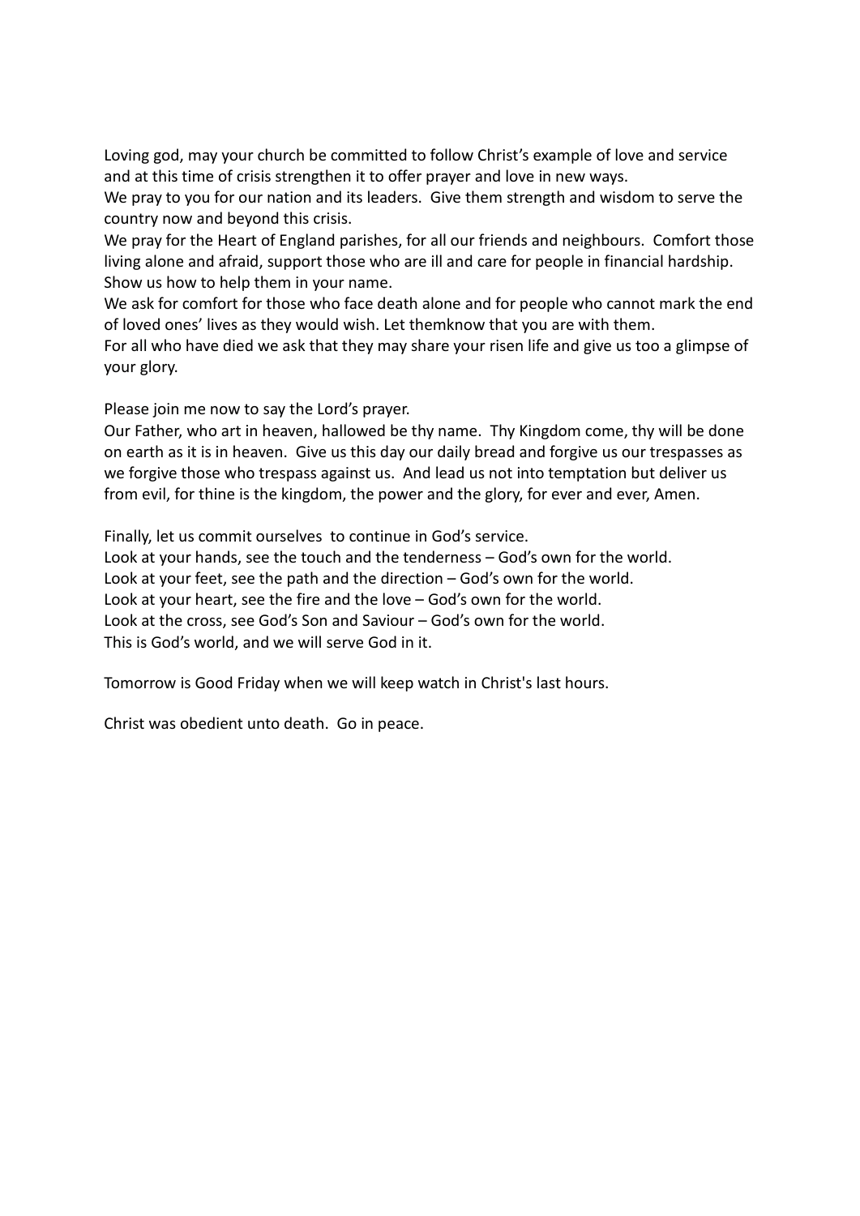Loving god, may your church be committed to follow Christ's example of love and service and at this time of crisis strengthen it to offer prayer and love in new ways.
We pray to you for our nation and its leaders. Give them strength and wisdom to serve the country now and beyond this crisis.
We pray for the Heart of England parishes, for all our friends and neighbours. Comfort those living alone and afraid, support those who are ill and care for people in financial hardship. Show us how to help them in your name.
We ask for comfort for those who face death alone and for people who cannot mark the end of loved ones' lives as they would wish. Let themknow that you are with them.
For all who have died we ask that they may share your risen life and give us too a glimpse of your glory.

Please join me now to say the Lord's prayer.
Our Father, who art in heaven, hallowed be thy name. Thy Kingdom come, thy will be done on earth as it is in heaven. Give us this day our daily bread and forgive us our trespasses as we forgive those who trespass against us. And lead us not into temptation but deliver us from evil, for thine is the kingdom, the power and the glory, for ever and ever, Amen.

Finally, let us commit ourselves to continue in God's service.
Look at your hands, see the touch and the tenderness – God's own for the world.
Look at your feet, see the path and the direction – God's own for the world.
Look at your heart, see the fire and the love – God's own for the world.
Look at the cross, see God's Son and Saviour – God's own for the world.
This is God's world, and we will serve God in it.

Tomorrow is Good Friday when we will keep watch in Christ's last hours.

Christ was obedient unto death. Go in peace.